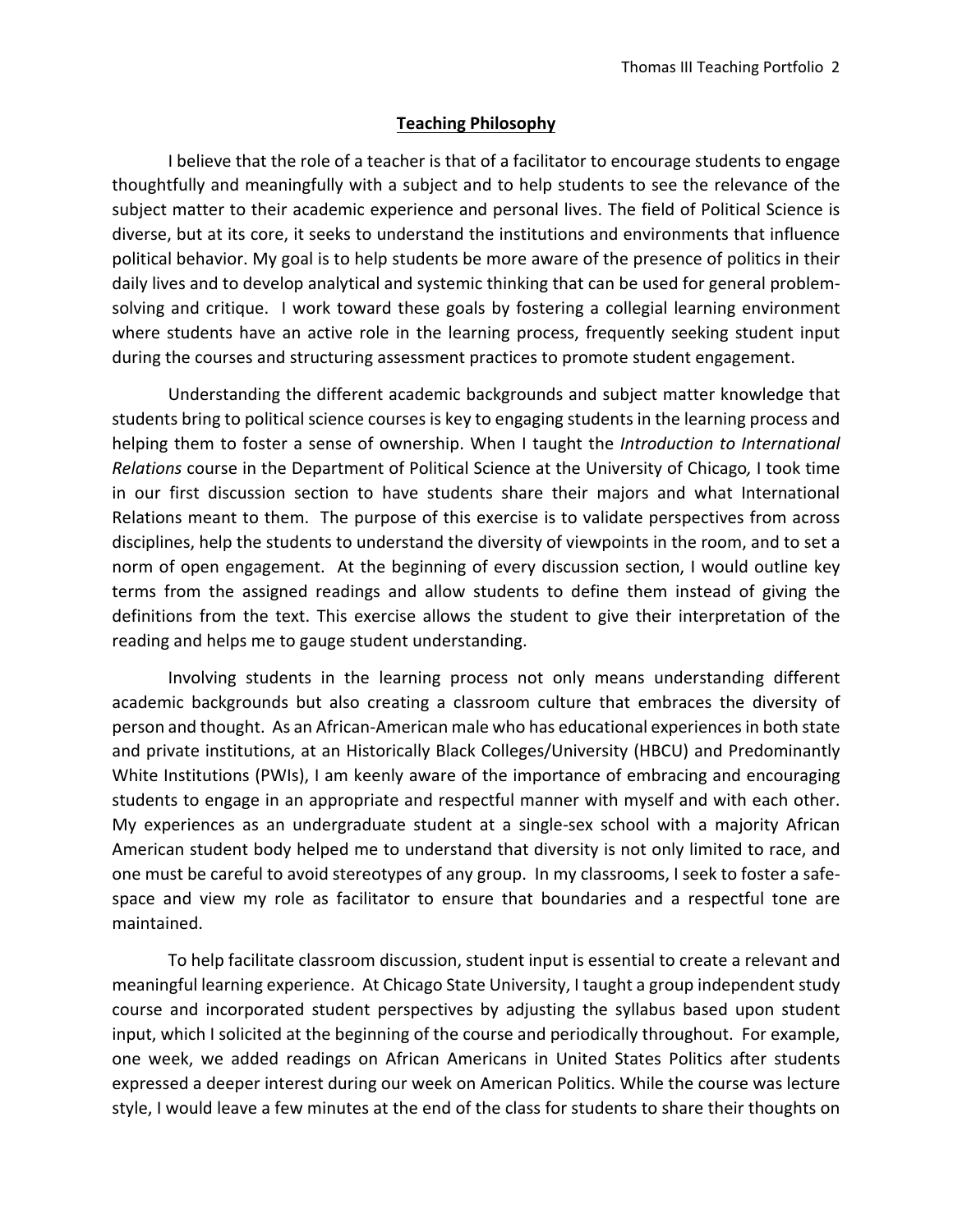## Teaching Philosophy

I believe that the role of a teacher is that of a facilitator to encourage students to engage thoughtfully and meaningfully with a subject and to help students to see the relevance of the subject matter to their academic experience and personal lives. The field of Political Science is diverse, but at its core, it seeks to understand the institutions and environments that influence political behavior. My goal is to help students be more aware of the presence of politics in their daily lives and to develop analytical and systemic thinking that can be used for general problem-solving and critique. I work toward these goals by fostering a collegial learning environment where students have an active role in the learning process, frequently seeking student input during the courses and structuring assessment practices to promote student engagement.

Understanding the different academic backgrounds and subject matter knowledge that students bring to political science courses is key to engaging students in the learning process and helping them to foster a sense of ownership. When I taught the *Introduction to International Relations* course in the Department of Political Science at the University of Chicago, I took time in our first discussion section to have students share their majors and what International Relations meant to them. The purpose of this exercise is to validate perspectives from across disciplines, help the students to understand the diversity of viewpoints in the room, and to set a norm of open engagement. At the beginning of every discussion section, I would outline key terms from the assigned readings and allow students to define them instead of giving the definitions from the text. This exercise allows the student to give their interpretation of the reading and helps me to gauge student understanding.

Involving students in the learning process not only means understanding different academic backgrounds but also creating a classroom culture that embraces the diversity of person and thought. As an African-American male who has educational experiences in both state and private institutions, at an Historically Black Colleges/University (HBCU) and Predominantly White Institutions (PWIs), I am keenly aware of the importance of embracing and encouraging students to engage in an appropriate and respectful manner with myself and with each other. My experiences as an undergraduate student at a single-sex school with a majority African American student body helped me to understand that diversity is not only limited to race, and one must be careful to avoid stereotypes of any group. In my classrooms, I seek to foster a safe-space and view my role as facilitator to ensure that boundaries and a respectful tone are maintained.

To help facilitate classroom discussion, student input is essential to create a relevant and meaningful learning experience. At Chicago State University, I taught a group independent study course and incorporated student perspectives by adjusting the syllabus based upon student input, which I solicited at the beginning of the course and periodically throughout. For example, one week, we added readings on African Americans in United States Politics after students expressed a deeper interest during our week on American Politics. While the course was lecture style, I would leave a few minutes at the end of the class for students to share their thoughts on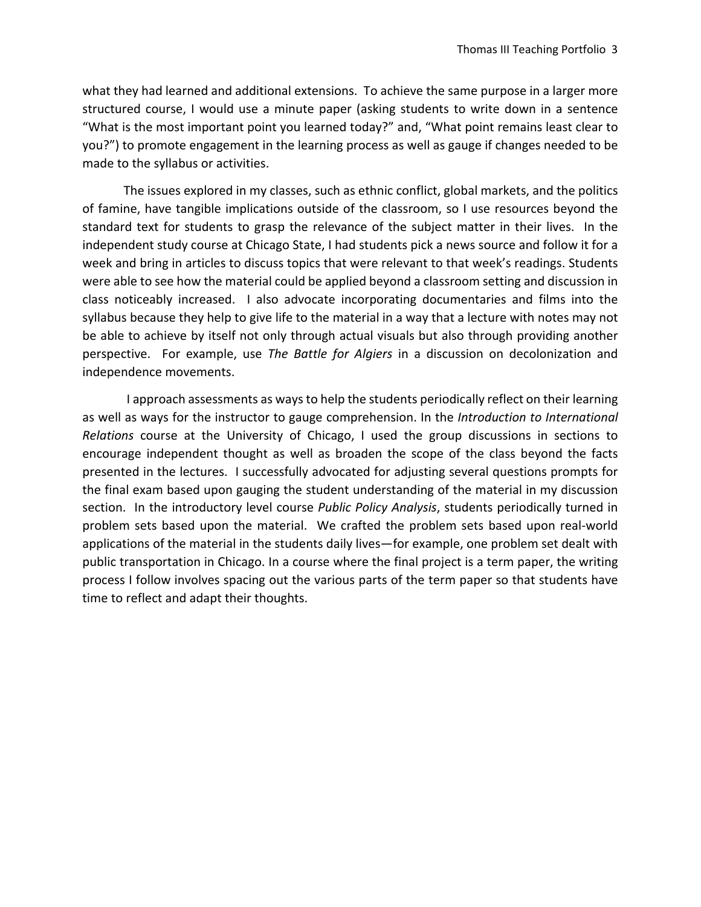what they had learned and additional extensions. To achieve the same purpose in a larger more structured course, I would use a minute paper (asking students to write down in a sentence "What is the most important point you learned today?" and, "What point remains least clear to you?") to promote engagement in the learning process as well as gauge if changes needed to be made to the syllabus or activities.

The issues explored in my classes, such as ethnic conflict, global markets, and the politics of famine, have tangible implications outside of the classroom, so I use resources beyond the standard text for students to grasp the relevance of the subject matter in their lives. In the independent study course at Chicago State, I had students pick a news source and follow it for a week and bring in articles to discuss topics that were relevant to that week's readings. Students were able to see how the material could be applied beyond a classroom setting and discussion in class noticeably increased. I also advocate incorporating documentaries and films into the syllabus because they help to give life to the material in a way that a lecture with notes may not be able to achieve by itself not only through actual visuals but also through providing another perspective. For example, use *The Battle for Algiers* in a discussion on decolonization and independence movements.

I approach assessments as ways to help the students periodically reflect on their learning as well as ways for the instructor to gauge comprehension. In the *Introduction to International Relations* course at the University of Chicago, I used the group discussions in sections to encourage independent thought as well as broaden the scope of the class beyond the facts presented in the lectures. I successfully advocated for adjusting several questions prompts for the final exam based upon gauging the student understanding of the material in my discussion section. In the introductory level course *Public Policy Analysis*, students periodically turned in problem sets based upon the material. We crafted the problem sets based upon real-world applications of the material in the students daily lives—for example, one problem set dealt with public transportation in Chicago. In a course where the final project is a term paper, the writing process I follow involves spacing out the various parts of the term paper so that students have time to reflect and adapt their thoughts.